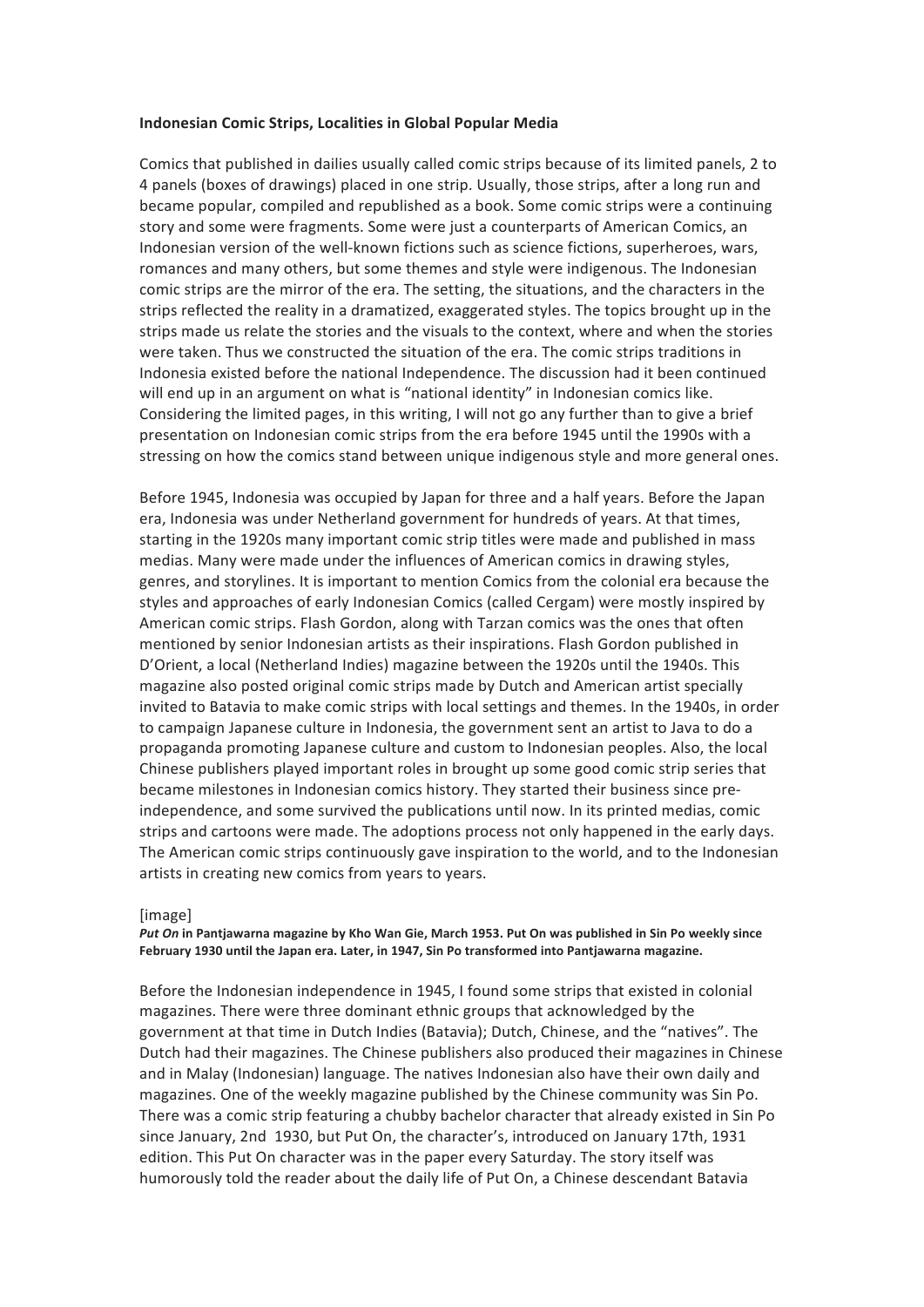**Indonesian Comic Strips, Localities in Global Popular Media**

Comics that published in dailies usually called comic strips because of its limited panels, 2 to 4 panels (boxes of drawings) placed in one strip. Usually, those strips, after a long run and became popular, compiled and republished as a book. Some comic strips were a continuing story and some were fragments. Some were just a counterparts of American Comics, an Indonesian version of the well-known fictions such as science fictions, superheroes, wars, romances and many others, but some themes and style were indigenous. The Indonesian comic strips are the mirror of the era. The setting, the situations, and the characters in the strips reflected the reality in a dramatized, exaggerated styles. The topics brought up in the strips made us relate the stories and the visuals to the context, where and when the stories were taken. Thus we constructed the situation of the era. The comic strips traditions in Indonesia existed before the national Independence. The discussion had it been continued will end up in an argument on what is "national identity" in Indonesian comics like. Considering the limited pages, in this writing, I will not go any further than to give a brief presentation on Indonesian comic strips from the era before 1945 until the 1990s with a stressing on how the comics stand between unique indigenous style and more general ones.

Before 1945, Indonesia was occupied by Japan for three and a half years. Before the Japan era, Indonesia was under Netherland government for hundreds of years. At that times, starting in the 1920s many important comic strip titles were made and published in mass medias. Many were made under the influences of American comics in drawing styles, genres, and storylines. It is important to mention Comics from the colonial era because the styles and approaches of early Indonesian Comics (called Cergam) were mostly inspired by American comic strips. Flash Gordon, along with Tarzan comics was the ones that often mentioned by senior Indonesian artists as their inspirations. Flash Gordon published in D'Orient, a local (Netherland Indies) magazine between the 1920s until the 1940s. This magazine also posted original comic strips made by Dutch and American artist specially invited to Batavia to make comic strips with local settings and themes. In the 1940s, in order to campaign Japanese culture in Indonesia, the government sent an artist to Java to do a propaganda promoting Japanese culture and custom to Indonesian peoples. Also, the local Chinese publishers played important roles in brought up some good comic strip series that became milestones in Indonesian comics history. They started their business since pre-independence, and some survived the publications until now. In its printed medias, comic strips and cartoons were made. The adoptions process not only happened in the early days. The American comic strips continuously gave inspiration to the world, and to the Indonesian artists in creating new comics from years to years.

[image]

***Put On*** **in Pantjawarna magazine by Kho Wan Gie, March 1953. Put On was published in Sin Po weekly since February 1930 until the Japan era. Later, in 1947, Sin Po transformed into Pantjawarna magazine.**

Before the Indonesian independence in 1945, I found some strips that existed in colonial magazines. There were three dominant ethnic groups that acknowledged by the government at that time in Dutch Indies (Batavia); Dutch, Chinese, and the "natives". The Dutch had their magazines. The Chinese publishers also produced their magazines in Chinese and in Malay (Indonesian) language. The natives Indonesian also have their own daily and magazines. One of the weekly magazine published by the Chinese community was Sin Po. There was a comic strip featuring a chubby bachelor character that already existed in Sin Po since January, 2nd 1930, but Put On, the character's, introduced on January 17th, 1931 edition. This Put On character was in the paper every Saturday. The story itself was humorously told the reader about the daily life of Put On, a Chinese descendant Batavia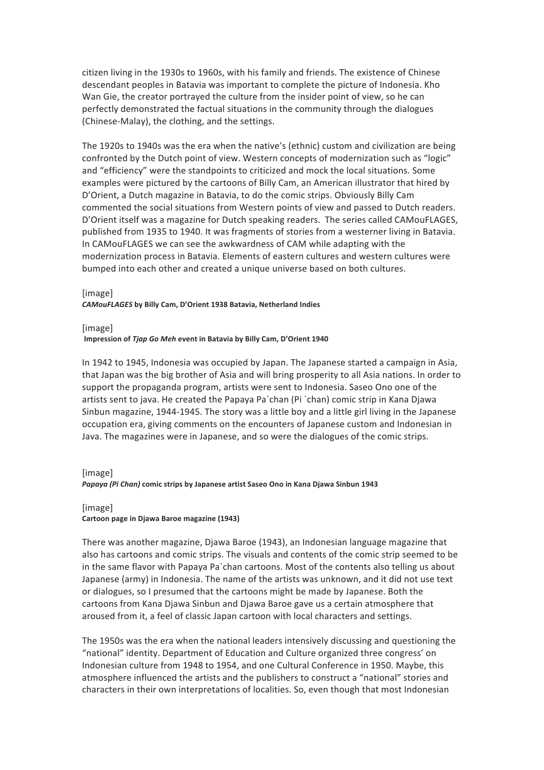citizen living in the 1930s to 1960s, with his family and friends. The existence of Chinese descendant peoples in Batavia was important to complete the picture of Indonesia. Kho Wan Gie, the creator portrayed the culture from the insider point of view, so he can perfectly demonstrated the factual situations in the community through the dialogues (Chinese-Malay), the clothing, and the settings.

The 1920s to 1940s was the era when the native's (ethnic) custom and civilization are being confronted by the Dutch point of view. Western concepts of modernization such as "logic" and "efficiency" were the standpoints to criticized and mock the local situations. Some examples were pictured by the cartoons of Billy Cam, an American illustrator that hired by D'Orient, a Dutch magazine in Batavia, to do the comic strips. Obviously Billy Cam commented the social situations from Western points of view and passed to Dutch readers. D'Orient itself was a magazine for Dutch speaking readers. The series called CAMouFLAGES, published from 1935 to 1940. It was fragments of stories from a westerner living in Batavia. In CAMouFLAGES we can see the awkwardness of CAM while adapting with the modernization process in Batavia. Elements of eastern cultures and western cultures were bumped into each other and created a unique universe based on both cultures.

[image]
***CAMouFLAGES* by Billy Cam, D'Orient 1938 Batavia, Netherland Indies**

[image]
**Impression of *Tjap Go Meh* event in Batavia by Billy Cam, D'Orient 1940**

In 1942 to 1945, Indonesia was occupied by Japan. The Japanese started a campaign in Asia, that Japan was the big brother of Asia and will bring prosperity to all Asia nations. In order to support the propaganda program, artists were sent to Indonesia. Saseo Ono one of the artists sent to java. He created the Papaya Pa`chan (Pi `chan) comic strip in Kana Djawa Sinbun magazine, 1944-1945. The story was a little boy and a little girl living in the Japanese occupation era, giving comments on the encounters of Japanese custom and Indonesian in Java. The magazines were in Japanese, and so were the dialogues of the comic strips.

[image]
***Papaya (Pi Chan)* comic strips by Japanese artist Saseo Ono in Kana Djawa Sinbun 1943**

[image]
**Cartoon page in Djawa Baroe magazine (1943)**

There was another magazine, Djawa Baroe (1943), an Indonesian language magazine that also has cartoons and comic strips. The visuals and contents of the comic strip seemed to be in the same flavor with Papaya Pa`chan cartoons. Most of the contents also telling us about Japanese (army) in Indonesia. The name of the artists was unknown, and it did not use text or dialogues, so I presumed that the cartoons might be made by Japanese. Both the cartoons from Kana Djawa Sinbun and Djawa Baroe gave us a certain atmosphere that aroused from it, a feel of classic Japan cartoon with local characters and settings.

The 1950s was the era when the national leaders intensively discussing and questioning the "national" identity. Department of Education and Culture organized three congress' on Indonesian culture from 1948 to 1954, and one Cultural Conference in 1950. Maybe, this atmosphere influenced the artists and the publishers to construct a "national" stories and characters in their own interpretations of localities. So, even though that most Indonesian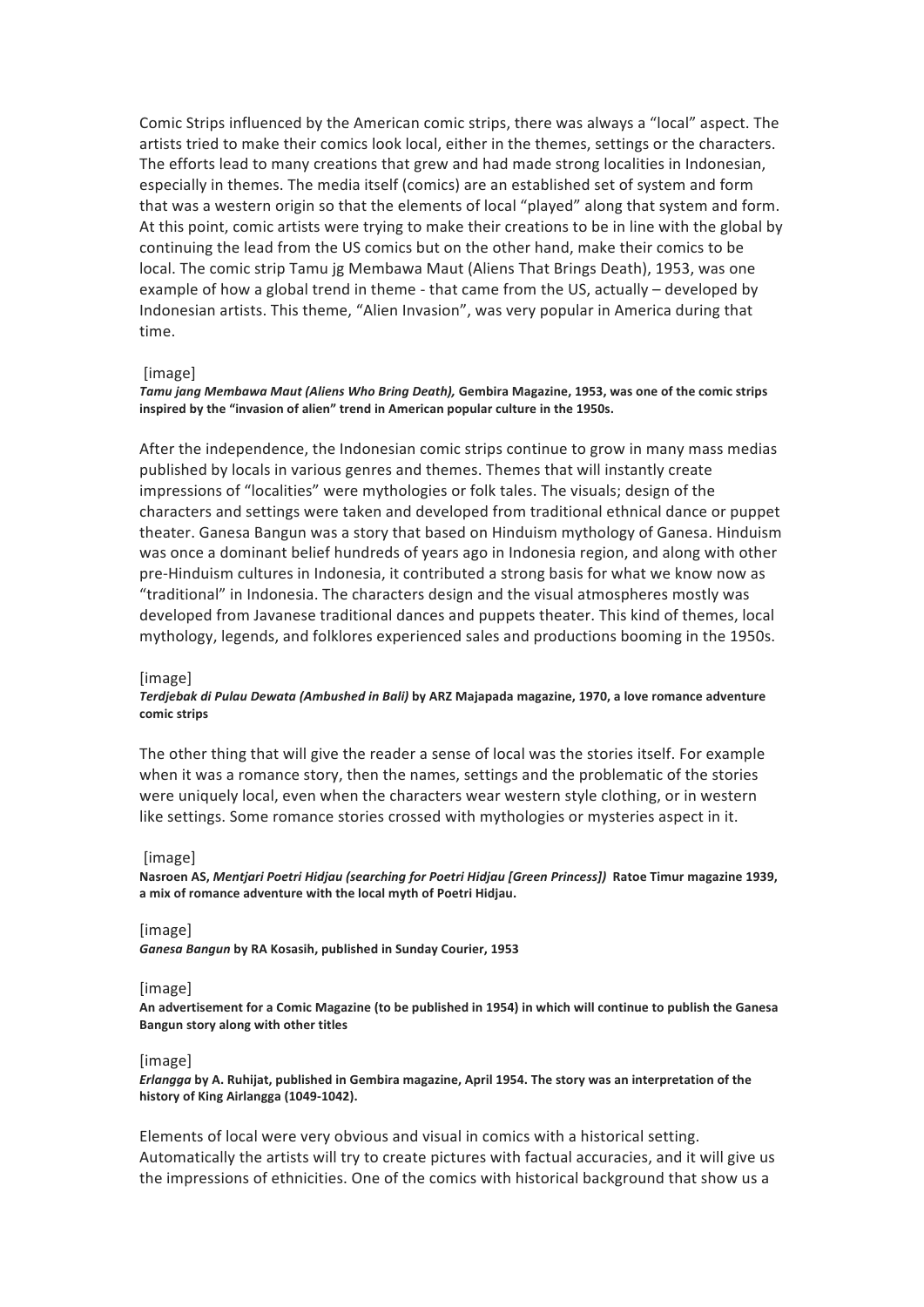Comic Strips influenced by the American comic strips, there was always a "local" aspect. The artists tried to make their comics look local, either in the themes, settings or the characters. The efforts lead to many creations that grew and had made strong localities in Indonesian, especially in themes. The media itself (comics) are an established set of system and form that was a western origin so that the elements of local "played" along that system and form. At this point, comic artists were trying to make their creations to be in line with the global by continuing the lead from the US comics but on the other hand, make their comics to be local. The comic strip Tamu jg Membawa Maut (Aliens That Brings Death), 1953, was one example of how a global trend in theme - that came from the US, actually – developed by Indonesian artists. This theme, "Alien Invasion", was very popular in America during that time.

[image]

***Tamu jang Membawa Maut (Aliens Who Bring Death),* Gembira Magazine, 1953, was one of the comic strips inspired by the "invasion of alien" trend in American popular culture in the 1950s.**

After the independence, the Indonesian comic strips continue to grow in many mass medias published by locals in various genres and themes. Themes that will instantly create impressions of "localities" were mythologies or folk tales. The visuals; design of the characters and settings were taken and developed from traditional ethnical dance or puppet theater. Ganesa Bangun was a story that based on Hinduism mythology of Ganesa. Hinduism was once a dominant belief hundreds of years ago in Indonesia region, and along with other pre-Hinduism cultures in Indonesia, it contributed a strong basis for what we know now as "traditional" in Indonesia. The characters design and the visual atmospheres mostly was developed from Javanese traditional dances and puppets theater. This kind of themes, local mythology, legends, and folklores experienced sales and productions booming in the 1950s.

[image]

***Terdjebak di Pulau Dewata (Ambushed in Bali)* by ARZ Majapada magazine, 1970, a love romance adventure comic strips**

The other thing that will give the reader a sense of local was the stories itself. For example when it was a romance story, then the names, settings and the problematic of the stories were uniquely local, even when the characters wear western style clothing, or in western like settings. Some romance stories crossed with mythologies or mysteries aspect in it.

[image]

**Nasroen AS, *Mentjari Poetri Hidjau (searching for Poetri Hidjau [Green Princess])* Ratoe Timur magazine 1939, a mix of romance adventure with the local myth of Poetri Hidjau.**

[image]

***Ganesa Bangun* by RA Kosasih, published in Sunday Courier, 1953**

[image]

**An advertisement for a Comic Magazine (to be published in 1954) in which will continue to publish the Ganesa Bangun story along with other titles**

[image]

***Erlangga* by A. Ruhijat, published in Gembira magazine, April 1954. The story was an interpretation of the history of King Airlangga (1049-1042).**

Elements of local were very obvious and visual in comics with a historical setting. Automatically the artists will try to create pictures with factual accuracies, and it will give us the impressions of ethnicities. One of the comics with historical background that show us a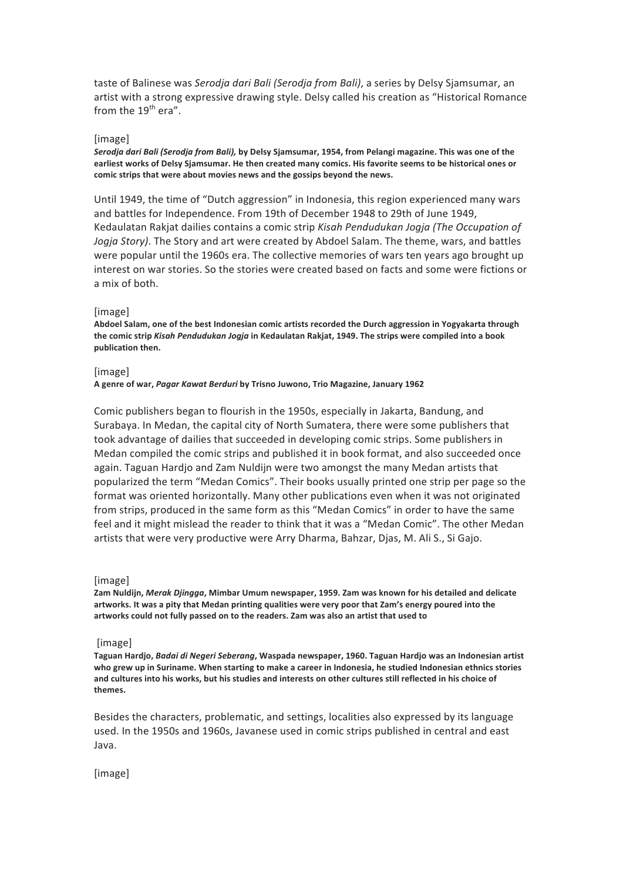taste of Balinese was *Serodja dari Bali (Serodja from Bali)*, a series by Delsy Sjamsumar, an artist with a strong expressive drawing style. Delsy called his creation as "Historical Romance from the 19th era".

[image]

***Serodja dari Bali (Serodja from Bali),* by Delsy Sjamsumar, 1954, from Pelangi magazine. This was one of the earliest works of Delsy Sjamsumar. He then created many comics. His favorite seems to be historical ones or comic strips that were about movies news and the gossips beyond the news.**

Until 1949, the time of "Dutch aggression" in Indonesia, this region experienced many wars and battles for Independence. From 19th of December 1948 to 29th of June 1949, Kedaulatan Rakjat dailies contains a comic strip *Kisah Pendudukan Jogja (The Occupation of Jogja Story)*. The Story and art were created by Abdoel Salam. The theme, wars, and battles were popular until the 1960s era. The collective memories of wars ten years ago brought up interest on war stories. So the stories were created based on facts and some were fictions or a mix of both.

[image]

**Abdoel Salam, one of the best Indonesian comic artists recorded the Durch aggression in Yogyakarta through the comic strip *Kisah Pendudukan Jogja* in Kedaulatan Rakjat, 1949. The strips were compiled into a book publication then.**

[image]

**A genre of war, *Pagar Kawat Berduri* by Trisno Juwono, Trio Magazine, January 1962**

Comic publishers began to flourish in the 1950s, especially in Jakarta, Bandung, and Surabaya. In Medan, the capital city of North Sumatera, there were some publishers that took advantage of dailies that succeeded in developing comic strips. Some publishers in Medan compiled the comic strips and published it in book format, and also succeeded once again. Taguan Hardjo and Zam Nuldijn were two amongst the many Medan artists that popularized the term "Medan Comics". Their books usually printed one strip per page so the format was oriented horizontally. Many other publications even when it was not originated from strips, produced in the same form as this "Medan Comics" in order to have the same feel and it might mislead the reader to think that it was a "Medan Comic". The other Medan artists that were very productive were Arry Dharma, Bahzar, Djas, M. Ali S., Si Gajo.

[image]

**Zam Nuldijn, *Merak Djingga*, Mimbar Umum newspaper, 1959. Zam was known for his detailed and delicate artworks. It was a pity that Medan printing qualities were very poor that Zam's energy poured into the artworks could not fully passed on to the readers. Zam was also an artist that used to**

[image]

**Taguan Hardjo, *Badai di Negeri Seberang*, Waspada newspaper, 1960. Taguan Hardjo was an Indonesian artist who grew up in Suriname. When starting to make a career in Indonesia, he studied Indonesian ethnics stories and cultures into his works, but his studies and interests on other cultures still reflected in his choice of themes.**

Besides the characters, problematic, and settings, localities also expressed by its language used. In the 1950s and 1960s, Javanese used in comic strips published in central and east Java.

[image]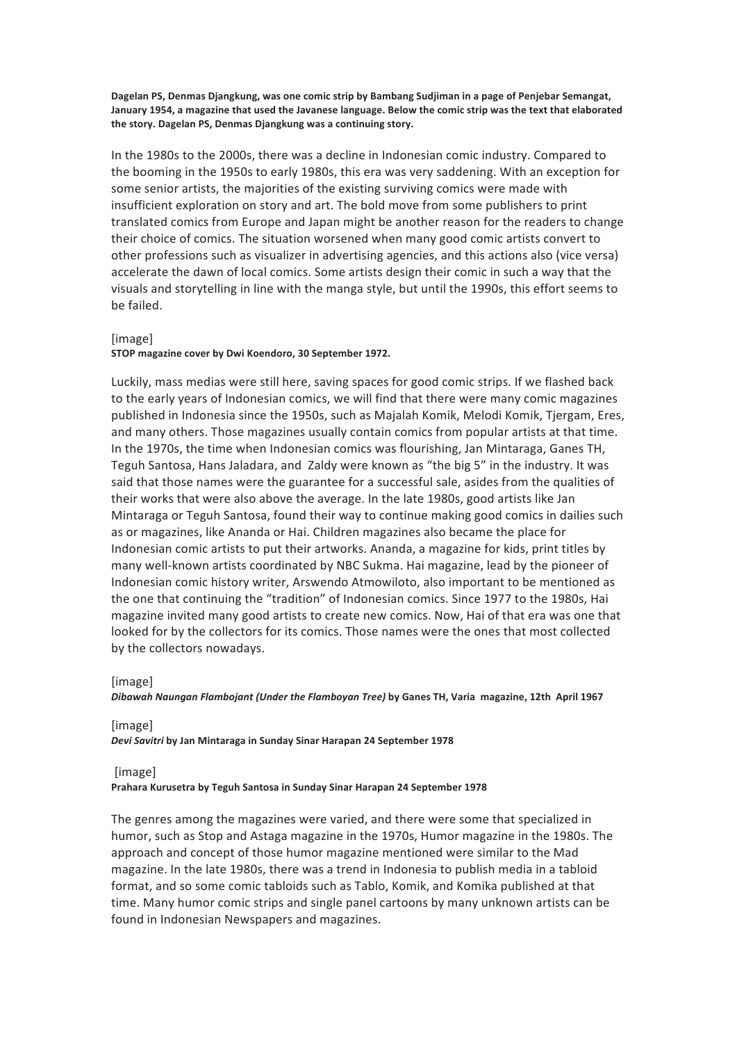**Dagelan PS, Denmas Djangkung, was one comic strip by Bambang Sudjiman in a page of Penjebar Semangat, January 1954, a magazine that used the Javanese language. Below the comic strip was the text that elaborated the story. Dagelan PS, Denmas Djangkung was a continuing story.**

In the 1980s to the 2000s, there was a decline in Indonesian comic industry. Compared to the booming in the 1950s to early 1980s, this era was very saddening. With an exception for some senior artists, the majorities of the existing surviving comics were made with insufficient exploration on story and art. The bold move from some publishers to print translated comics from Europe and Japan might be another reason for the readers to change their choice of comics. The situation worsened when many good comic artists convert to other professions such as visualizer in advertising agencies, and this actions also (vice versa) accelerate the dawn of local comics. Some artists design their comic in such a way that the visuals and storytelling in line with the manga style, but until the 1990s, this effort seems to be failed.

[image]

**STOP magazine cover by Dwi Koendoro, 30 September 1972.**

Luckily, mass medias were still here, saving spaces for good comic strips. If we flashed back to the early years of Indonesian comics, we will find that there were many comic magazines published in Indonesia since the 1950s, such as Majalah Komik, Melodi Komik, Tjergam, Eres, and many others. Those magazines usually contain comics from popular artists at that time. In the 1970s, the time when Indonesian comics was flourishing, Jan Mintaraga, Ganes TH, Teguh Santosa, Hans Jaladara, and Zaldy were known as "the big 5" in the industry. It was said that those names were the guarantee for a successful sale, asides from the qualities of their works that were also above the average. In the late 1980s, good artists like Jan Mintaraga or Teguh Santosa, found their way to continue making good comics in dailies such as or magazines, like Ananda or Hai. Children magazines also became the place for Indonesian comic artists to put their artworks. Ananda, a magazine for kids, print titles by many well-known artists coordinated by NBC Sukma. Hai magazine, lead by the pioneer of Indonesian comic history writer, Arswendo Atmowiloto, also important to be mentioned as the one that continuing the "tradition" of Indonesian comics. Since 1977 to the 1980s, Hai magazine invited many good artists to create new comics. Now, Hai of that era was one that looked for by the collectors for its comics. Those names were the ones that most collected by the collectors nowadays.

[image]

***Dibawah Naungan Flambojant (Under the Flamboyan Tree)* by Ganes TH, Varia magazine, 12th April 1967**

[image]

***Devi Savitri* by Jan Mintaraga in Sunday Sinar Harapan 24 September 1978**

[image]

**Prahara Kurusetra by Teguh Santosa in Sunday Sinar Harapan 24 September 1978**

The genres among the magazines were varied, and there were some that specialized in humor, such as Stop and Astaga magazine in the 1970s, Humor magazine in the 1980s. The approach and concept of those humor magazine mentioned were similar to the Mad magazine. In the late 1980s, there was a trend in Indonesia to publish media in a tabloid format, and so some comic tabloids such as Tablo, Komik, and Komika published at that time. Many humor comic strips and single panel cartoons by many unknown artists can be found in Indonesian Newspapers and magazines.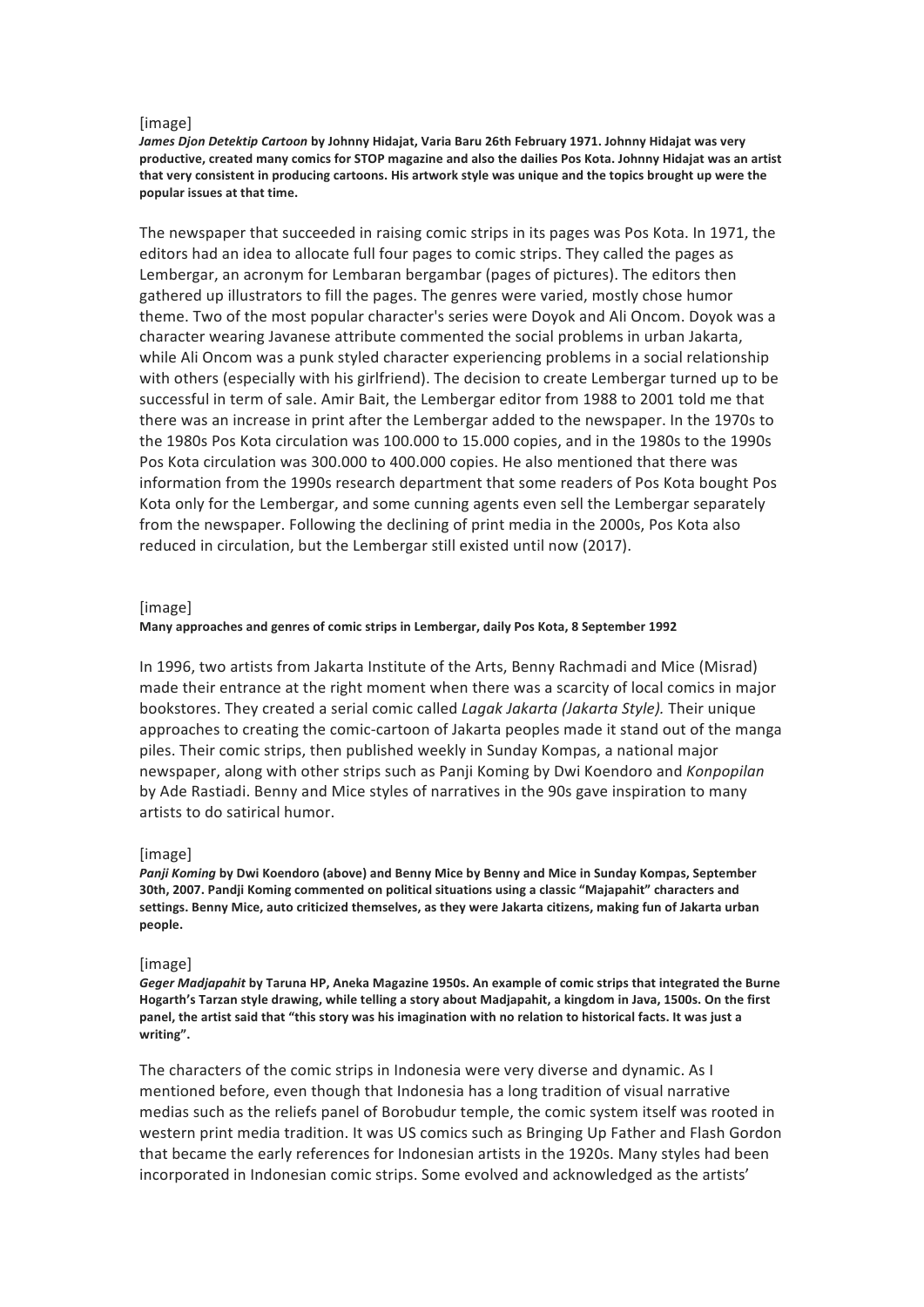[image]

***James Djon Detektip Cartoon*** **by Johnny Hidajat, Varia Baru 26th February 1971. Johnny Hidajat was very productive, created many comics for STOP magazine and also the dailies Pos Kota. Johnny Hidajat was an artist that very consistent in producing cartoons. His artwork style was unique and the topics brought up were the popular issues at that time.**

The newspaper that succeeded in raising comic strips in its pages was Pos Kota. In 1971, the editors had an idea to allocate full four pages to comic strips. They called the pages as Lembergar, an acronym for Lembaran bergambar (pages of pictures). The editors then gathered up illustrators to fill the pages. The genres were varied, mostly chose humor theme. Two of the most popular character's series were Doyok and Ali Oncom. Doyok was a character wearing Javanese attribute commented the social problems in urban Jakarta, while Ali Oncom was a punk styled character experiencing problems in a social relationship with others (especially with his girlfriend). The decision to create Lembergar turned up to be successful in term of sale. Amir Bait, the Lembergar editor from 1988 to 2001 told me that there was an increase in print after the Lembergar added to the newspaper. In the 1970s to the 1980s Pos Kota circulation was 100.000 to 15.000 copies, and in the 1980s to the 1990s Pos Kota circulation was 300.000 to 400.000 copies. He also mentioned that there was information from the 1990s research department that some readers of Pos Kota bought Pos Kota only for the Lembergar, and some cunning agents even sell the Lembergar separately from the newspaper. Following the declining of print media in the 2000s, Pos Kota also reduced in circulation, but the Lembergar still existed until now (2017).

[image]

**Many approaches and genres of comic strips in Lembergar, daily Pos Kota, 8 September 1992**

In 1996, two artists from Jakarta Institute of the Arts, Benny Rachmadi and Mice (Misrad) made their entrance at the right moment when there was a scarcity of local comics in major bookstores. They created a serial comic called *Lagak Jakarta (Jakarta Style).* Their unique approaches to creating the comic-cartoon of Jakarta peoples made it stand out of the manga piles. Their comic strips, then published weekly in Sunday Kompas, a national major newspaper, along with other strips such as Panji Koming by Dwi Koendoro and *Konpopilan* by Ade Rastiadi. Benny and Mice styles of narratives in the 90s gave inspiration to many artists to do satirical humor.

[image]

***Panji Koming*** **by Dwi Koendoro (above) and Benny Mice by Benny and Mice in Sunday Kompas, September 30th, 2007. Pandji Koming commented on political situations using a classic "Majapahit" characters and settings. Benny Mice, auto criticized themselves, as they were Jakarta citizens, making fun of Jakarta urban people.**

[image]

***Geger Madjapahit*** **by Taruna HP, Aneka Magazine 1950s. An example of comic strips that integrated the Burne Hogarth's Tarzan style drawing, while telling a story about Madjapahit, a kingdom in Java, 1500s. On the first panel, the artist said that "this story was his imagination with no relation to historical facts. It was just a writing".**

The characters of the comic strips in Indonesia were very diverse and dynamic. As I mentioned before, even though that Indonesia has a long tradition of visual narrative medias such as the reliefs panel of Borobudur temple, the comic system itself was rooted in western print media tradition. It was US comics such as Bringing Up Father and Flash Gordon that became the early references for Indonesian artists in the 1920s. Many styles had been incorporated in Indonesian comic strips. Some evolved and acknowledged as the artists'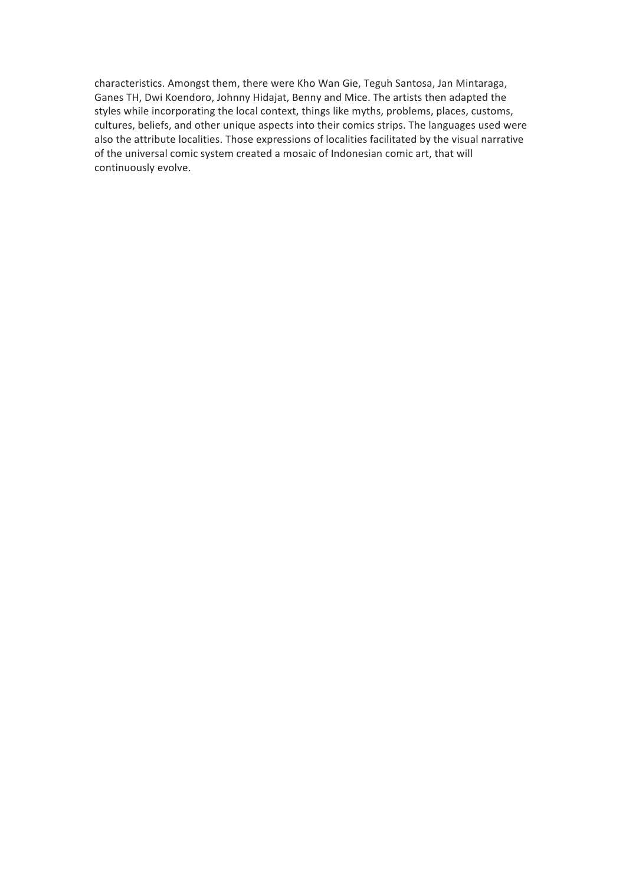characteristics. Amongst them, there were Kho Wan Gie, Teguh Santosa, Jan Mintaraga, Ganes TH, Dwi Koendoro, Johnny Hidajat, Benny and Mice. The artists then adapted the styles while incorporating the local context, things like myths, problems, places, customs, cultures, beliefs, and other unique aspects into their comics strips. The languages used were also the attribute localities. Those expressions of localities facilitated by the visual narrative of the universal comic system created a mosaic of Indonesian comic art, that will continuously evolve.